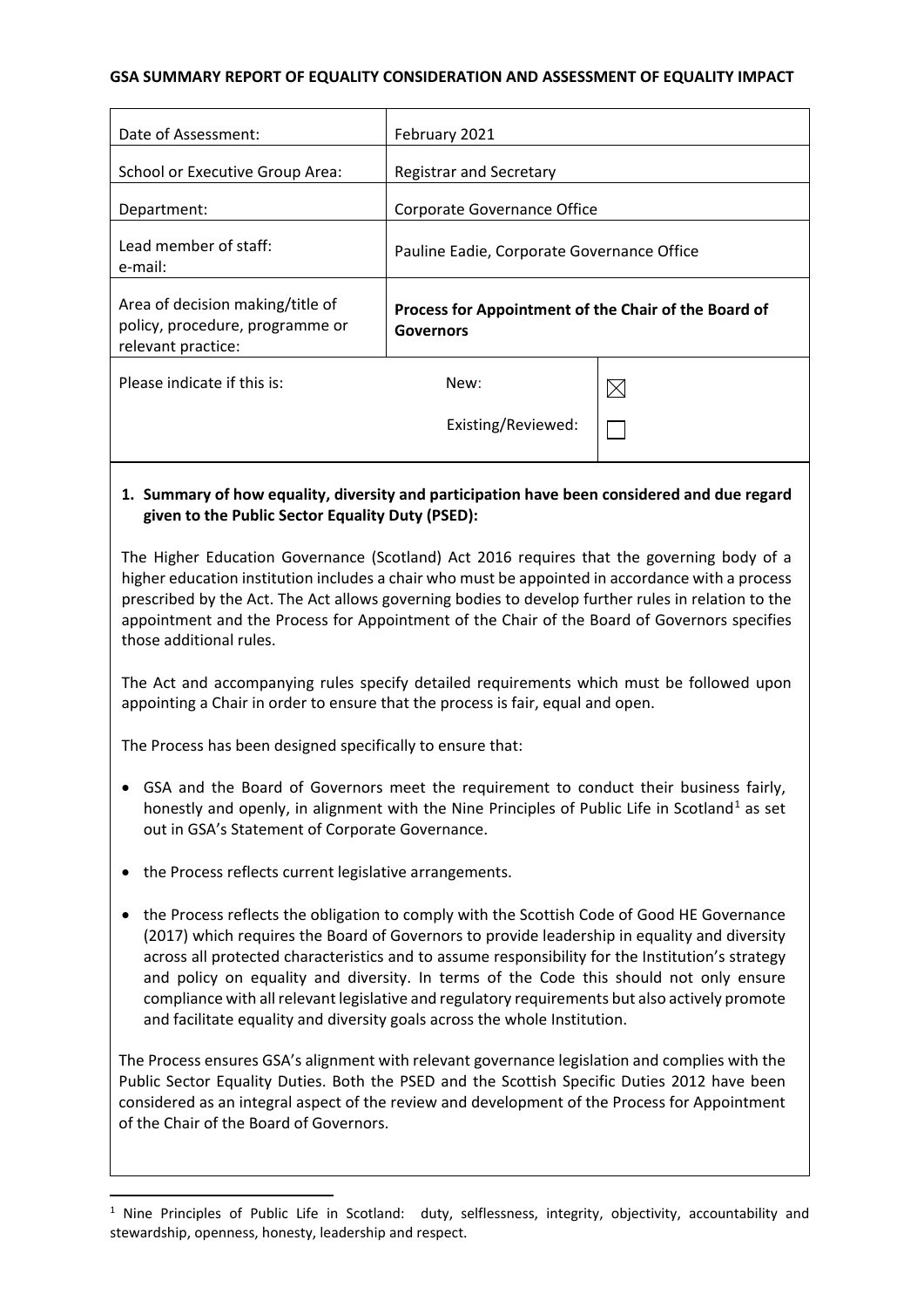**GSA SUMMARY REPORT OF EQUALITY CONSIDERATION AND ASSESSMENT OF EQUALITY IMPACT**

| | | |
|---|---|---|
| Date of Assessment: | February 2021 | |
| School or Executive Group Area: | Registrar and Secretary | |
| Department: | Corporate Governance Office | |
| Lead member of staff:<br>e-mail: | Pauline Eadie, Corporate Governance Office | |
| Area of decision making/title of policy, procedure, programme or relevant practice: | **Process for Appointment of the Chair of the Board of Governors** | |
| Please indicate if this is: | New: | ☒ |
| | Existing/Reviewed: | ☐ |

**1. Summary of how equality, diversity and participation have been considered and due regard given to the Public Sector Equality Duty (PSED):**

The Higher Education Governance (Scotland) Act 2016 requires that the governing body of a higher education institution includes a chair who must be appointed in accordance with a process prescribed by the Act. The Act allows governing bodies to develop further rules in relation to the appointment and the Process for Appointment of the Chair of the Board of Governors specifies those additional rules.

The Act and accompanying rules specify detailed requirements which must be followed upon appointing a Chair in order to ensure that the process is fair, equal and open.

The Process has been designed specifically to ensure that:

- GSA and the Board of Governors meet the requirement to conduct their business fairly, honestly and openly, in alignment with the Nine Principles of Public Life in Scotland[1] as set out in GSA's Statement of Corporate Governance.
- the Process reflects current legislative arrangements.
- the Process reflects the obligation to comply with the Scottish Code of Good HE Governance (2017) which requires the Board of Governors to provide leadership in equality and diversity across all protected characteristics and to assume responsibility for the Institution's strategy and policy on equality and diversity. In terms of the Code this should not only ensure compliance with all relevant legislative and regulatory requirements but also actively promote and facilitate equality and diversity goals across the whole Institution.

The Process ensures GSA's alignment with relevant governance legislation and complies with the Public Sector Equality Duties. Both the PSED and the Scottish Specific Duties 2012 have been considered as an integral aspect of the review and development of the Process for Appointment of the Chair of the Board of Governors.

[1] Nine Principles of Public Life in Scotland: duty, selflessness, integrity, objectivity, accountability and stewardship, openness, honesty, leadership and respect.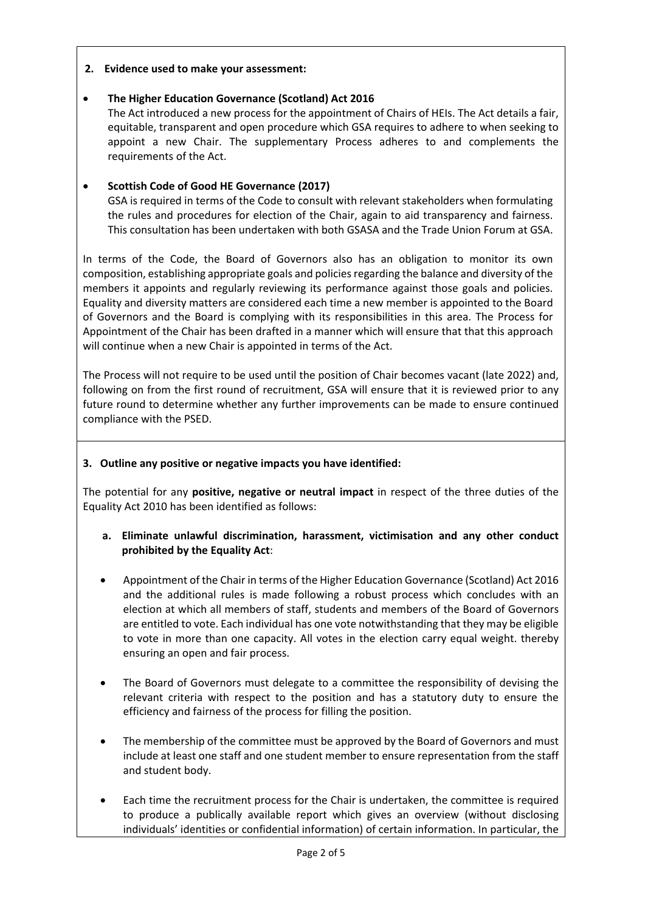**2. Evidence used to make your assessment:**

- **The Higher Education Governance (Scotland) Act 2016**
  The Act introduced a new process for the appointment of Chairs of HEIs. The Act details a fair, equitable, transparent and open procedure which GSA requires to adhere to when seeking to appoint a new Chair. The supplementary Process adheres to and complements the requirements of the Act.

- **Scottish Code of Good HE Governance (2017)**
  GSA is required in terms of the Code to consult with relevant stakeholders when formulating the rules and procedures for election of the Chair, again to aid transparency and fairness. This consultation has been undertaken with both GSASA and the Trade Union Forum at GSA.

In terms of the Code, the Board of Governors also has an obligation to monitor its own composition, establishing appropriate goals and policies regarding the balance and diversity of the members it appoints and regularly reviewing its performance against those goals and policies. Equality and diversity matters are considered each time a new member is appointed to the Board of Governors and the Board is complying with its responsibilities in this area. The Process for Appointment of the Chair has been drafted in a manner which will ensure that that this approach will continue when a new Chair is appointed in terms of the Act.

The Process will not require to be used until the position of Chair becomes vacant (late 2022) and, following on from the first round of recruitment, GSA will ensure that it is reviewed prior to any future round to determine whether any further improvements can be made to ensure continued compliance with the PSED.

**3. Outline any positive or negative impacts you have identified:**

The potential for any **positive, negative or neutral impact** in respect of the three duties of the Equality Act 2010 has been identified as follows:

**a. Eliminate unlawful discrimination, harassment, victimisation and any other conduct prohibited by the Equality Act**:

- Appointment of the Chair in terms of the Higher Education Governance (Scotland) Act 2016 and the additional rules is made following a robust process which concludes with an election at which all members of staff, students and members of the Board of Governors are entitled to vote. Each individual has one vote notwithstanding that they may be eligible to vote in more than one capacity. All votes in the election carry equal weight. thereby ensuring an open and fair process.

- The Board of Governors must delegate to a committee the responsibility of devising the relevant criteria with respect to the position and has a statutory duty to ensure the efficiency and fairness of the process for filling the position.

- The membership of the committee must be approved by the Board of Governors and must include at least one staff and one student member to ensure representation from the staff and student body.

- Each time the recruitment process for the Chair is undertaken, the committee is required to produce a publically available report which gives an overview (without disclosing individuals' identities or confidential information) of certain information. In particular, the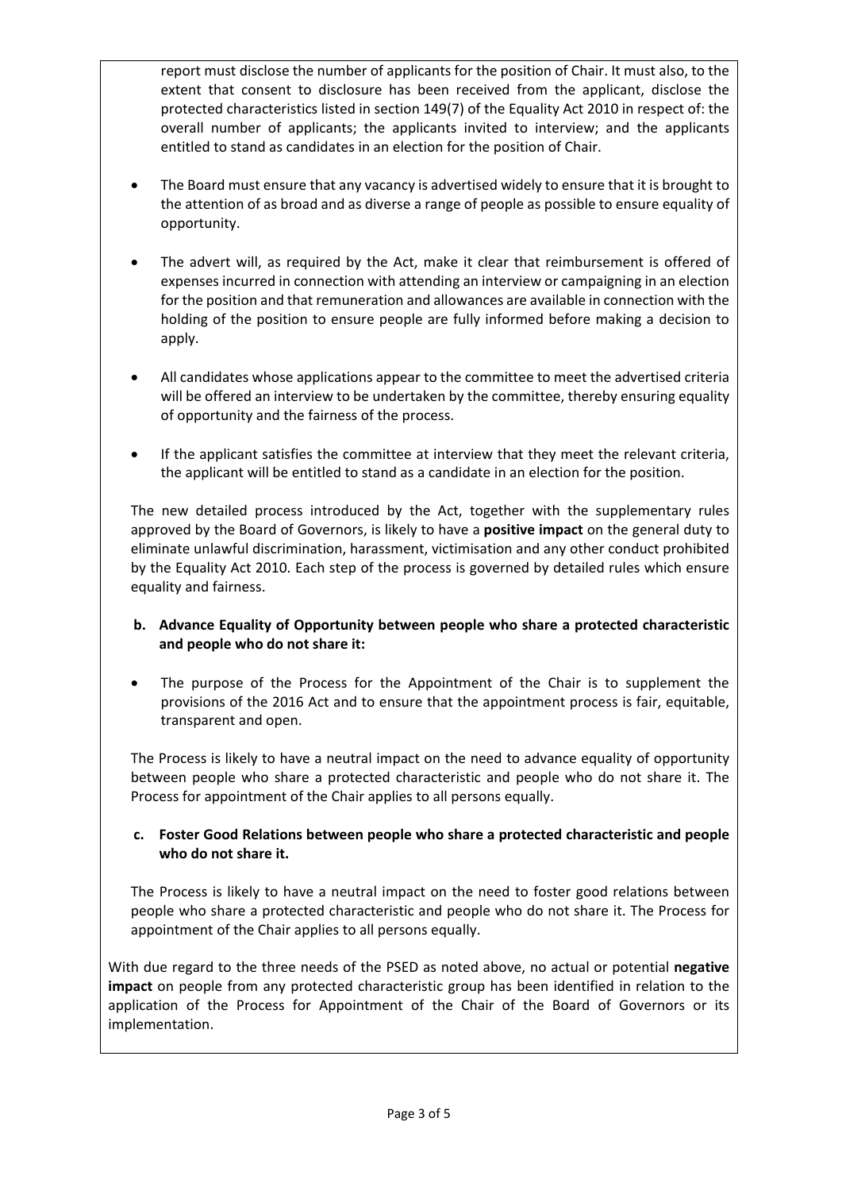report must disclose the number of applicants for the position of Chair. It must also, to the extent that consent to disclosure has been received from the applicant, disclose the protected characteristics listed in section 149(7) of the Equality Act 2010 in respect of: the overall number of applicants; the applicants invited to interview; and the applicants entitled to stand as candidates in an election for the position of Chair.

- The Board must ensure that any vacancy is advertised widely to ensure that it is brought to the attention of as broad and as diverse a range of people as possible to ensure equality of opportunity.

- The advert will, as required by the Act, make it clear that reimbursement is offered of expenses incurred in connection with attending an interview or campaigning in an election for the position and that remuneration and allowances are available in connection with the holding of the position to ensure people are fully informed before making a decision to apply.

- All candidates whose applications appear to the committee to meet the advertised criteria will be offered an interview to be undertaken by the committee, thereby ensuring equality of opportunity and the fairness of the process.

- If the applicant satisfies the committee at interview that they meet the relevant criteria, the applicant will be entitled to stand as a candidate in an election for the position.

The new detailed process introduced by the Act, together with the supplementary rules approved by the Board of Governors, is likely to have a **positive impact** on the general duty to eliminate unlawful discrimination, harassment, victimisation and any other conduct prohibited by the Equality Act 2010. Each step of the process is governed by detailed rules which ensure equality and fairness.

**b. Advance Equality of Opportunity between people who share a protected characteristic and people who do not share it:**

- The purpose of the Process for the Appointment of the Chair is to supplement the provisions of the 2016 Act and to ensure that the appointment process is fair, equitable, transparent and open.

The Process is likely to have a neutral impact on the need to advance equality of opportunity between people who share a protected characteristic and people who do not share it. The Process for appointment of the Chair applies to all persons equally.

**c. Foster Good Relations between people who share a protected characteristic and people who do not share it.**

The Process is likely to have a neutral impact on the need to foster good relations between people who share a protected characteristic and people who do not share it. The Process for appointment of the Chair applies to all persons equally.

With due regard to the three needs of the PSED as noted above, no actual or potential **negative impact** on people from any protected characteristic group has been identified in relation to the application of the Process for Appointment of the Chair of the Board of Governors or its implementation.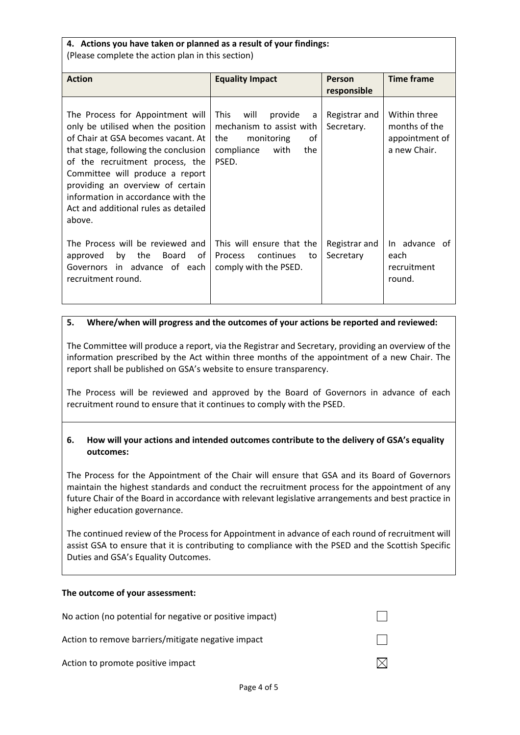**4. Actions you have taken or planned as a result of your findings:**
(Please complete the action plan in this section)

| Action | Equality Impact | Person responsible | Time frame |
|---|---|---|---|
| The Process for Appointment will only be utilised when the position of Chair at GSA becomes vacant. At that stage, following the conclusion of the recruitment process, the Committee will produce a report providing an overview of certain information in accordance with the Act and additional rules as detailed above. | This will provide a mechanism to assist with the monitoring of compliance with the PSED. | Registrar and Secretary. | Within three months of the appointment of a new Chair. |
| The Process will be reviewed and approved by the Board of Governors in advance of each recruitment round. | This will ensure that the Process continues to comply with the PSED. | Registrar and Secretary | In advance of each recruitment round. |

**5. Where/when will progress and the outcomes of your actions be reported and reviewed:**

The Committee will produce a report, via the Registrar and Secretary, providing an overview of the information prescribed by the Act within three months of the appointment of a new Chair. The report shall be published on GSA's website to ensure transparency.

The Process will be reviewed and approved by the Board of Governors in advance of each recruitment round to ensure that it continues to comply with the PSED.

**6. How will your actions and intended outcomes contribute to the delivery of GSA's equality outcomes:**

The Process for the Appointment of the Chair will ensure that GSA and its Board of Governors maintain the highest standards and conduct the recruitment process for the appointment of any future Chair of the Board in accordance with relevant legislative arrangements and best practice in higher education governance.

The continued review of the Process for Appointment in advance of each round of recruitment will assist GSA to ensure that it is contributing to compliance with the PSED and the Scottish Specific Duties and GSA's Equality Outcomes.

**The outcome of your assessment:**

No action (no potential for negative or positive impact) ☐

Action to remove barriers/mitigate negative impact ☐

Action to promote positive impact ☒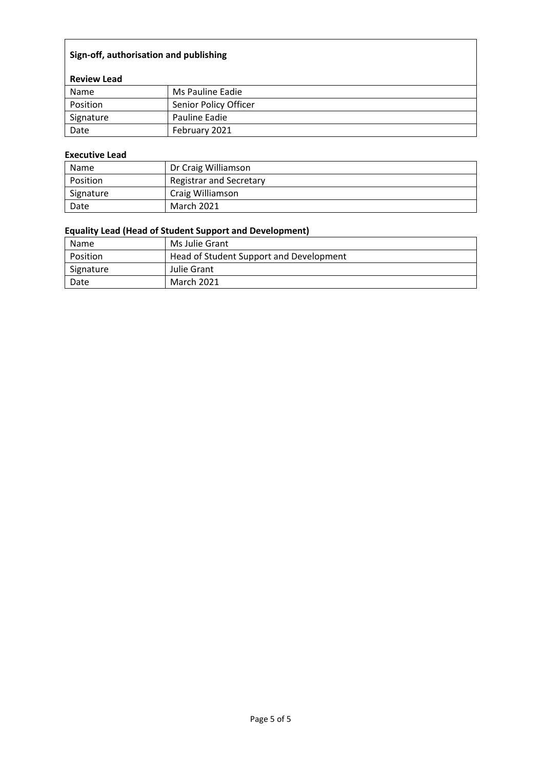**Sign-off, authorisation and publishing**

**Review Lead**

| | |
|---|---|
| Name | Ms Pauline Eadie |
| Position | Senior Policy Officer |
| Signature | Pauline Eadie |
| Date | February 2021 |

**Executive Lead**

| | |
|---|---|
| Name | Dr Craig Williamson |
| Position | Registrar and Secretary |
| Signature | Craig Williamson |
| Date | March 2021 |

**Equality Lead (Head of Student Support and Development)**

| | |
|---|---|
| Name | Ms Julie Grant |
| Position | Head of Student Support and Development |
| Signature | Julie Grant |
| Date | March 2021 |